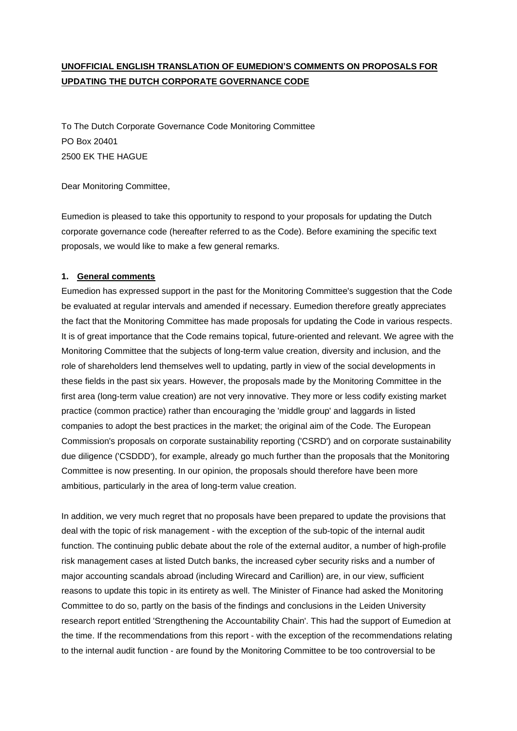**UNOFFICIAL ENGLISH TRANSLATION OF EUMEDION'S COMMENTS ON PROPOSALS FOR UPDATING THE DUTCH CORPORATE GOVERNANCE CODE**

To The Dutch Corporate Governance Code Monitoring Committee
PO Box 20401
2500 EK THE HAGUE

Dear Monitoring Committee,

Eumedion is pleased to take this opportunity to respond to your proposals for updating the Dutch corporate governance code (hereafter referred to as the Code). Before examining the specific text proposals, we would like to make a few general remarks.

## 1. General comments

Eumedion has expressed support in the past for the Monitoring Committee's suggestion that the Code be evaluated at regular intervals and amended if necessary. Eumedion therefore greatly appreciates the fact that the Monitoring Committee has made proposals for updating the Code in various respects. It is of great importance that the Code remains topical, future-oriented and relevant. We agree with the Monitoring Committee that the subjects of long-term value creation, diversity and inclusion, and the role of shareholders lend themselves well to updating, partly in view of the social developments in these fields in the past six years. However, the proposals made by the Monitoring Committee in the first area (long-term value creation) are not very innovative. They more or less codify existing market practice (common practice) rather than encouraging the 'middle group' and laggards in listed companies to adopt the best practices in the market; the original aim of the Code. The European Commission's proposals on corporate sustainability reporting ('CSRD') and on corporate sustainability due diligence ('CSDDD'), for example, already go much further than the proposals that the Monitoring Committee is now presenting. In our opinion, the proposals should therefore have been more ambitious, particularly in the area of long-term value creation.

In addition, we very much regret that no proposals have been prepared to update the provisions that deal with the topic of risk management - with the exception of the sub-topic of the internal audit function. The continuing public debate about the role of the external auditor, a number of high-profile risk management cases at listed Dutch banks, the increased cyber security risks and a number of major accounting scandals abroad (including Wirecard and Carillion) are, in our view, sufficient reasons to update this topic in its entirety as well. The Minister of Finance had asked the Monitoring Committee to do so, partly on the basis of the findings and conclusions in the Leiden University research report entitled 'Strengthening the Accountability Chain'. This had the support of Eumedion at the time. If the recommendations from this report - with the exception of the recommendations relating to the internal audit function - are found by the Monitoring Committee to be too controversial to be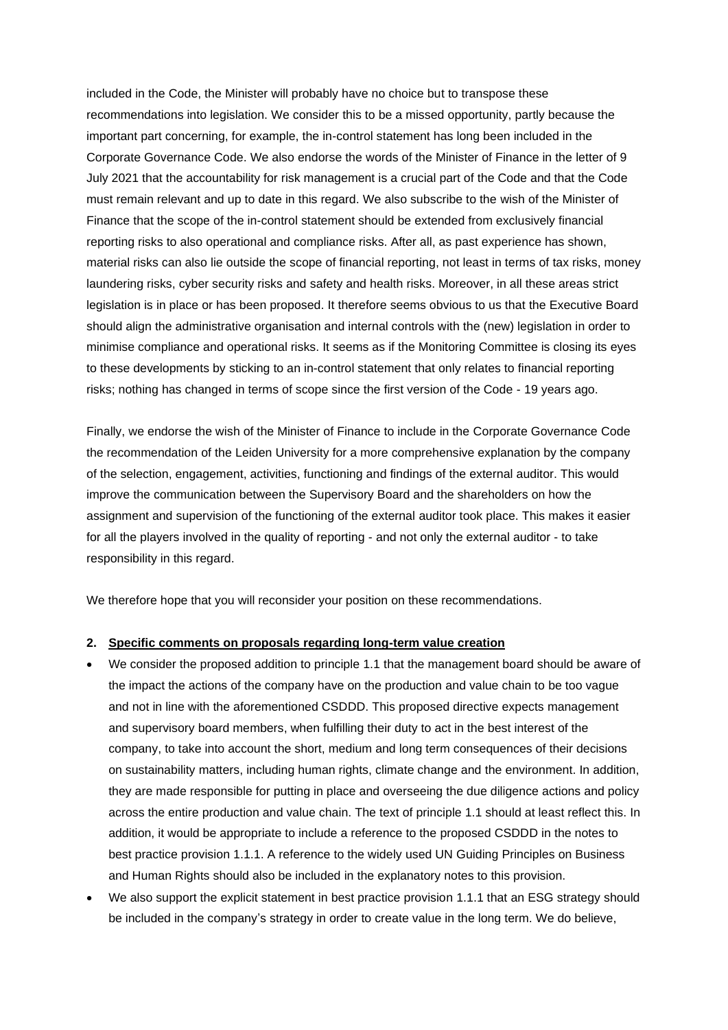included in the Code, the Minister will probably have no choice but to transpose these recommendations into legislation. We consider this to be a missed opportunity, partly because the important part concerning, for example, the in-control statement has long been included in the Corporate Governance Code. We also endorse the words of the Minister of Finance in the letter of 9 July 2021 that the accountability for risk management is a crucial part of the Code and that the Code must remain relevant and up to date in this regard. We also subscribe to the wish of the Minister of Finance that the scope of the in-control statement should be extended from exclusively financial reporting risks to also operational and compliance risks. After all, as past experience has shown, material risks can also lie outside the scope of financial reporting, not least in terms of tax risks, money laundering risks, cyber security risks and safety and health risks. Moreover, in all these areas strict legislation is in place or has been proposed. It therefore seems obvious to us that the Executive Board should align the administrative organisation and internal controls with the (new) legislation in order to minimise compliance and operational risks. It seems as if the Monitoring Committee is closing its eyes to these developments by sticking to an in-control statement that only relates to financial reporting risks; nothing has changed in terms of scope since the first version of the Code - 19 years ago.

Finally, we endorse the wish of the Minister of Finance to include in the Corporate Governance Code the recommendation of the Leiden University for a more comprehensive explanation by the company of the selection, engagement, activities, functioning and findings of the external auditor. This would improve the communication between the Supervisory Board and the shareholders on how the assignment and supervision of the functioning of the external auditor took place. This makes it easier for all the players involved in the quality of reporting - and not only the external auditor - to take responsibility in this regard.

We therefore hope that you will reconsider your position on these recommendations.

## 2. Specific comments on proposals regarding long-term value creation

- We consider the proposed addition to principle 1.1 that the management board should be aware of the impact the actions of the company have on the production and value chain to be too vague and not in line with the aforementioned CSDDD. This proposed directive expects management and supervisory board members, when fulfilling their duty to act in the best interest of the company, to take into account the short, medium and long term consequences of their decisions on sustainability matters, including human rights, climate change and the environment. In addition, they are made responsible for putting in place and overseeing the due diligence actions and policy across the entire production and value chain. The text of principle 1.1 should at least reflect this. In addition, it would be appropriate to include a reference to the proposed CSDDD in the notes to best practice provision 1.1.1. A reference to the widely used UN Guiding Principles on Business and Human Rights should also be included in the explanatory notes to this provision.
- We also support the explicit statement in best practice provision 1.1.1 that an ESG strategy should be included in the company's strategy in order to create value in the long term. We do believe,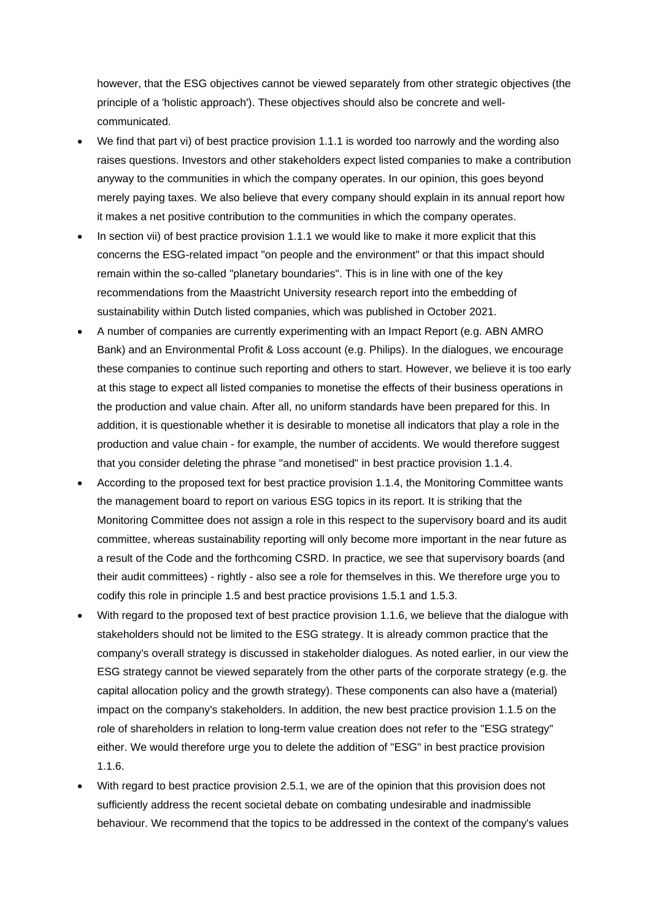however, that the ESG objectives cannot be viewed separately from other strategic objectives (the principle of a 'holistic approach'). These objectives should also be concrete and well-communicated.

- We find that part vi) of best practice provision 1.1.1 is worded too narrowly and the wording also raises questions. Investors and other stakeholders expect listed companies to make a contribution anyway to the communities in which the company operates. In our opinion, this goes beyond merely paying taxes. We also believe that every company should explain in its annual report how it makes a net positive contribution to the communities in which the company operates.
- In section vii) of best practice provision 1.1.1 we would like to make it more explicit that this concerns the ESG-related impact "on people and the environment" or that this impact should remain within the so-called "planetary boundaries". This is in line with one of the key recommendations from the Maastricht University research report into the embedding of sustainability within Dutch listed companies, which was published in October 2021.
- A number of companies are currently experimenting with an Impact Report (e.g. ABN AMRO Bank) and an Environmental Profit & Loss account (e.g. Philips). In the dialogues, we encourage these companies to continue such reporting and others to start. However, we believe it is too early at this stage to expect all listed companies to monetise the effects of their business operations in the production and value chain. After all, no uniform standards have been prepared for this. In addition, it is questionable whether it is desirable to monetise all indicators that play a role in the production and value chain - for example, the number of accidents. We would therefore suggest that you consider deleting the phrase "and monetised" in best practice provision 1.1.4.
- According to the proposed text for best practice provision 1.1.4, the Monitoring Committee wants the management board to report on various ESG topics in its report. It is striking that the Monitoring Committee does not assign a role in this respect to the supervisory board and its audit committee, whereas sustainability reporting will only become more important in the near future as a result of the Code and the forthcoming CSRD. In practice, we see that supervisory boards (and their audit committees) - rightly - also see a role for themselves in this. We therefore urge you to codify this role in principle 1.5 and best practice provisions 1.5.1 and 1.5.3.
- With regard to the proposed text of best practice provision 1.1.6, we believe that the dialogue with stakeholders should not be limited to the ESG strategy. It is already common practice that the company's overall strategy is discussed in stakeholder dialogues. As noted earlier, in our view the ESG strategy cannot be viewed separately from the other parts of the corporate strategy (e.g. the capital allocation policy and the growth strategy). These components can also have a (material) impact on the company's stakeholders. In addition, the new best practice provision 1.1.5 on the role of shareholders in relation to long-term value creation does not refer to the "ESG strategy" either. We would therefore urge you to delete the addition of "ESG" in best practice provision 1.1.6.
- With regard to best practice provision 2.5.1, we are of the opinion that this provision does not sufficiently address the recent societal debate on combating undesirable and inadmissible behaviour. We recommend that the topics to be addressed in the context of the company's values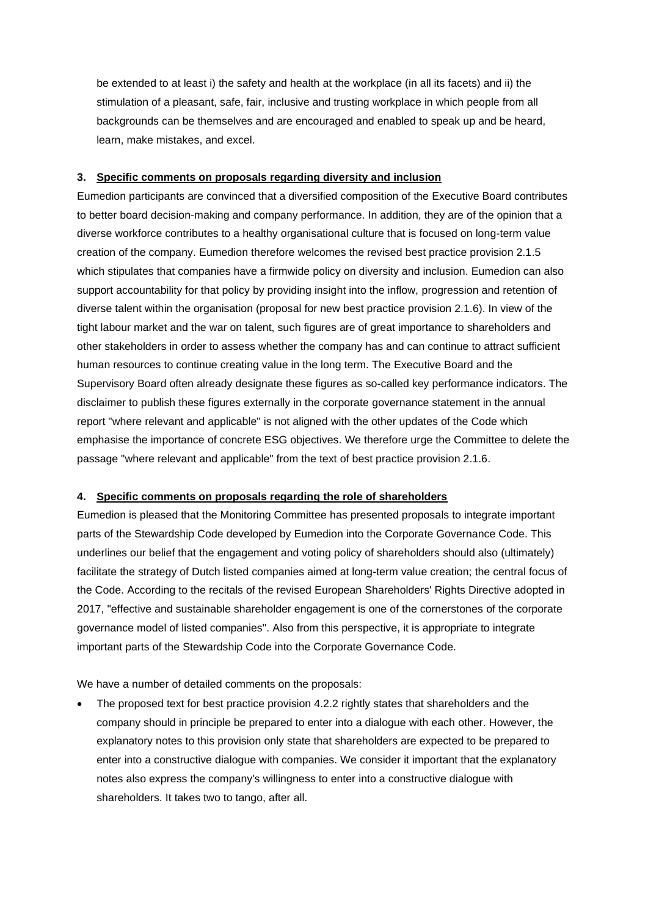be extended to at least i) the safety and health at the workplace (in all its facets) and ii) the stimulation of a pleasant, safe, fair, inclusive and trusting workplace in which people from all backgrounds can be themselves and are encouraged and enabled to speak up and be heard, learn, make mistakes, and excel.

### 3. Specific comments on proposals regarding diversity and inclusion

Eumedion participants are convinced that a diversified composition of the Executive Board contributes to better board decision-making and company performance. In addition, they are of the opinion that a diverse workforce contributes to a healthy organisational culture that is focused on long-term value creation of the company. Eumedion therefore welcomes the revised best practice provision 2.1.5 which stipulates that companies have a firmwide policy on diversity and inclusion. Eumedion can also support accountability for that policy by providing insight into the inflow, progression and retention of diverse talent within the organisation (proposal for new best practice provision 2.1.6). In view of the tight labour market and the war on talent, such figures are of great importance to shareholders and other stakeholders in order to assess whether the company has and can continue to attract sufficient human resources to continue creating value in the long term. The Executive Board and the Supervisory Board often already designate these figures as so-called key performance indicators. The disclaimer to publish these figures externally in the corporate governance statement in the annual report "where relevant and applicable" is not aligned with the other updates of the Code which emphasise the importance of concrete ESG objectives. We therefore urge the Committee to delete the passage "where relevant and applicable" from the text of best practice provision 2.1.6.

### 4. Specific comments on proposals regarding the role of shareholders

Eumedion is pleased that the Monitoring Committee has presented proposals to integrate important parts of the Stewardship Code developed by Eumedion into the Corporate Governance Code. This underlines our belief that the engagement and voting policy of shareholders should also (ultimately) facilitate the strategy of Dutch listed companies aimed at long-term value creation; the central focus of the Code. According to the recitals of the revised European Shareholders' Rights Directive adopted in 2017, "effective and sustainable shareholder engagement is one of the cornerstones of the corporate governance model of listed companies". Also from this perspective, it is appropriate to integrate important parts of the Stewardship Code into the Corporate Governance Code.

We have a number of detailed comments on the proposals:

- The proposed text for best practice provision 4.2.2 rightly states that shareholders and the company should in principle be prepared to enter into a dialogue with each other. However, the explanatory notes to this provision only state that shareholders are expected to be prepared to enter into a constructive dialogue with companies. We consider it important that the explanatory notes also express the company's willingness to enter into a constructive dialogue with shareholders. It takes two to tango, after all.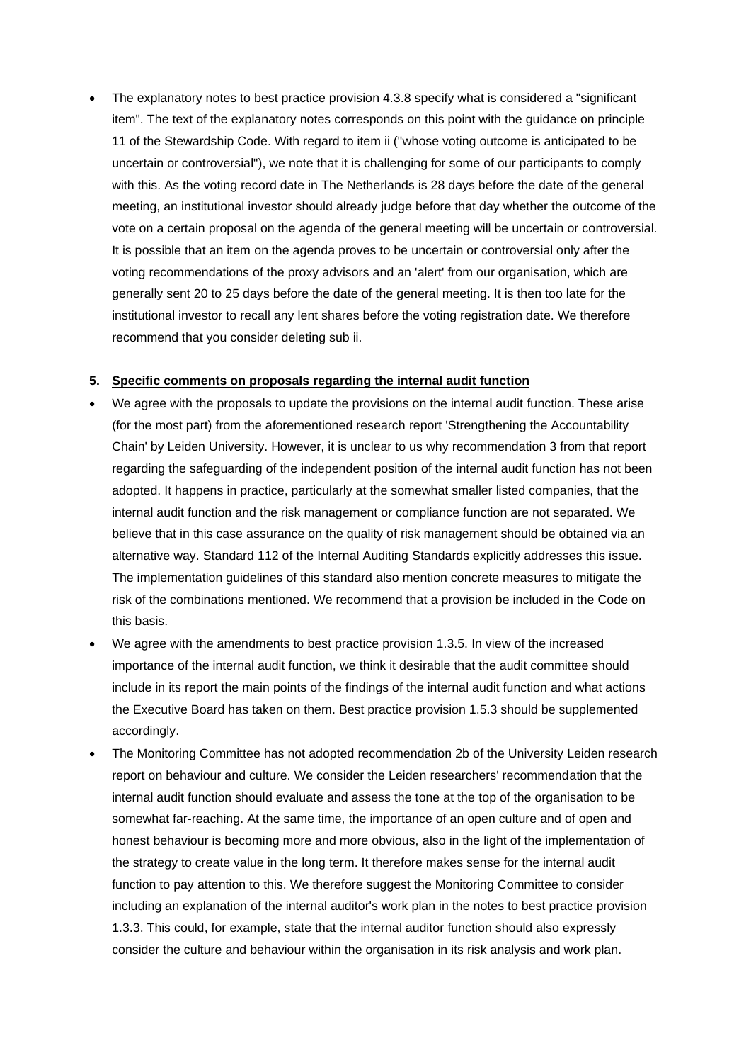- The explanatory notes to best practice provision 4.3.8 specify what is considered a "significant item". The text of the explanatory notes corresponds on this point with the guidance on principle 11 of the Stewardship Code. With regard to item ii ("whose voting outcome is anticipated to be uncertain or controversial"), we note that it is challenging for some of our participants to comply with this. As the voting record date in The Netherlands is 28 days before the date of the general meeting, an institutional investor should already judge before that day whether the outcome of the vote on a certain proposal on the agenda of the general meeting will be uncertain or controversial. It is possible that an item on the agenda proves to be uncertain or controversial only after the voting recommendations of the proxy advisors and an 'alert' from our organisation, which are generally sent 20 to 25 days before the date of the general meeting. It is then too late for the institutional investor to recall any lent shares before the voting registration date. We therefore recommend that you consider deleting sub ii.

**5. Specific comments on proposals regarding the internal audit function**

- We agree with the proposals to update the provisions on the internal audit function. These arise (for the most part) from the aforementioned research report 'Strengthening the Accountability Chain' by Leiden University. However, it is unclear to us why recommendation 3 from that report regarding the safeguarding of the independent position of the internal audit function has not been adopted. It happens in practice, particularly at the somewhat smaller listed companies, that the internal audit function and the risk management or compliance function are not separated. We believe that in this case assurance on the quality of risk management should be obtained via an alternative way. Standard 112 of the Internal Auditing Standards explicitly addresses this issue. The implementation guidelines of this standard also mention concrete measures to mitigate the risk of the combinations mentioned. We recommend that a provision be included in the Code on this basis.
- We agree with the amendments to best practice provision 1.3.5. In view of the increased importance of the internal audit function, we think it desirable that the audit committee should include in its report the main points of the findings of the internal audit function and what actions the Executive Board has taken on them. Best practice provision 1.5.3 should be supplemented accordingly.
- The Monitoring Committee has not adopted recommendation 2b of the University Leiden research report on behaviour and culture. We consider the Leiden researchers' recommendation that the internal audit function should evaluate and assess the tone at the top of the organisation to be somewhat far-reaching. At the same time, the importance of an open culture and of open and honest behaviour is becoming more and more obvious, also in the light of the implementation of the strategy to create value in the long term. It therefore makes sense for the internal audit function to pay attention to this. We therefore suggest the Monitoring Committee to consider including an explanation of the internal auditor's work plan in the notes to best practice provision 1.3.3. This could, for example, state that the internal auditor function should also expressly consider the culture and behaviour within the organisation in its risk analysis and work plan.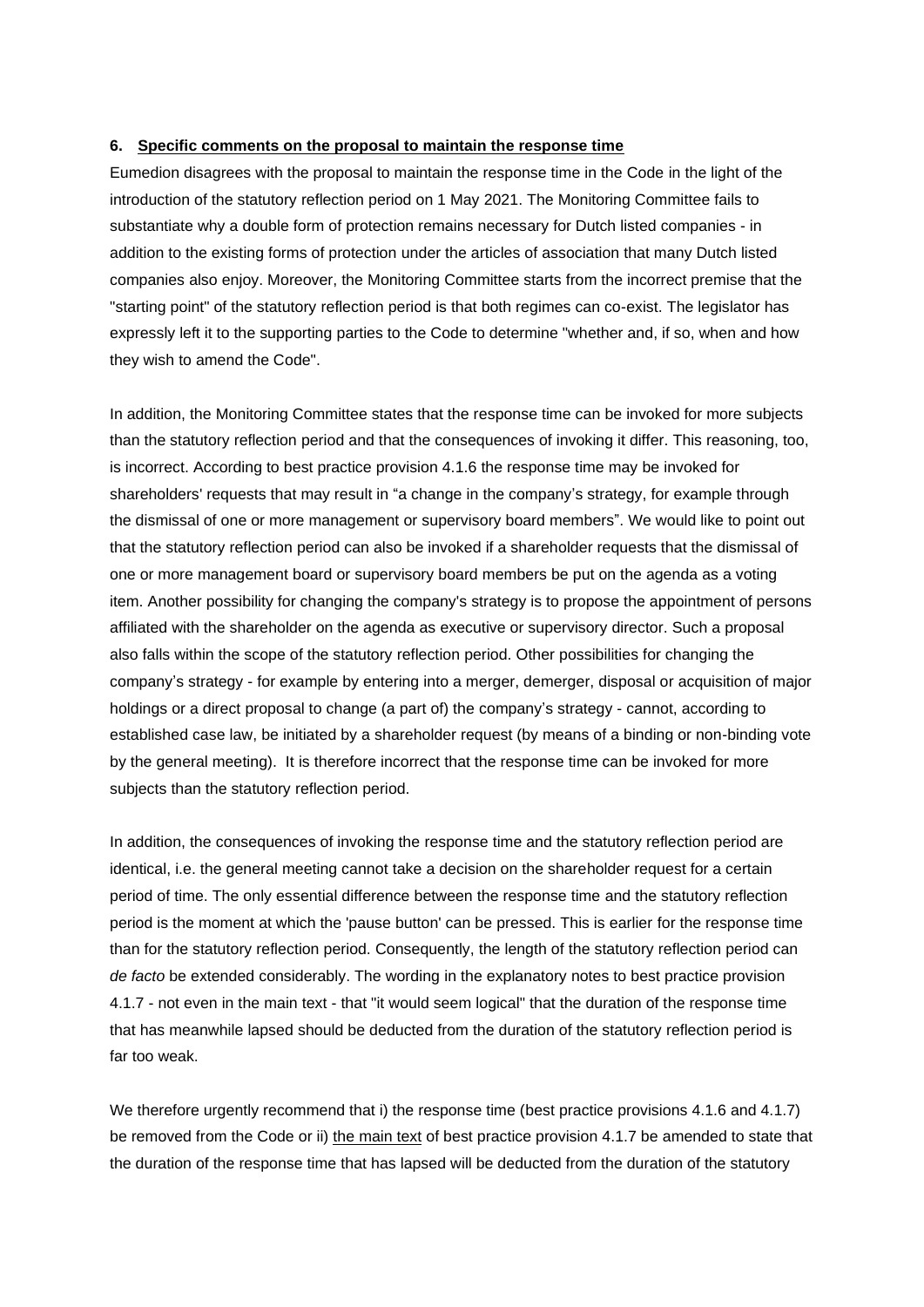**6. Specific comments on the proposal to maintain the response time**

Eumedion disagrees with the proposal to maintain the response time in the Code in the light of the introduction of the statutory reflection period on 1 May 2021. The Monitoring Committee fails to substantiate why a double form of protection remains necessary for Dutch listed companies - in addition to the existing forms of protection under the articles of association that many Dutch listed companies also enjoy. Moreover, the Monitoring Committee starts from the incorrect premise that the "starting point" of the statutory reflection period is that both regimes can co-exist. The legislator has expressly left it to the supporting parties to the Code to determine "whether and, if so, when and how they wish to amend the Code".

In addition, the Monitoring Committee states that the response time can be invoked for more subjects than the statutory reflection period and that the consequences of invoking it differ. This reasoning, too, is incorrect. According to best practice provision 4.1.6 the response time may be invoked for shareholders' requests that may result in "a change in the company's strategy, for example through the dismissal of one or more management or supervisory board members". We would like to point out that the statutory reflection period can also be invoked if a shareholder requests that the dismissal of one or more management board or supervisory board members be put on the agenda as a voting item. Another possibility for changing the company's strategy is to propose the appointment of persons affiliated with the shareholder on the agenda as executive or supervisory director. Such a proposal also falls within the scope of the statutory reflection period. Other possibilities for changing the company's strategy - for example by entering into a merger, demerger, disposal or acquisition of major holdings or a direct proposal to change (a part of) the company's strategy - cannot, according to established case law, be initiated by a shareholder request (by means of a binding or non-binding vote by the general meeting). It is therefore incorrect that the response time can be invoked for more subjects than the statutory reflection period.

In addition, the consequences of invoking the response time and the statutory reflection period are identical, i.e. the general meeting cannot take a decision on the shareholder request for a certain period of time. The only essential difference between the response time and the statutory reflection period is the moment at which the 'pause button' can be pressed. This is earlier for the response time than for the statutory reflection period. Consequently, the length of the statutory reflection period can *de facto* be extended considerably. The wording in the explanatory notes to best practice provision 4.1.7 - not even in the main text - that "it would seem logical" that the duration of the response time that has meanwhile lapsed should be deducted from the duration of the statutory reflection period is far too weak.

We therefore urgently recommend that i) the response time (best practice provisions 4.1.6 and 4.1.7) be removed from the Code or ii) the main text of best practice provision 4.1.7 be amended to state that the duration of the response time that has lapsed will be deducted from the duration of the statutory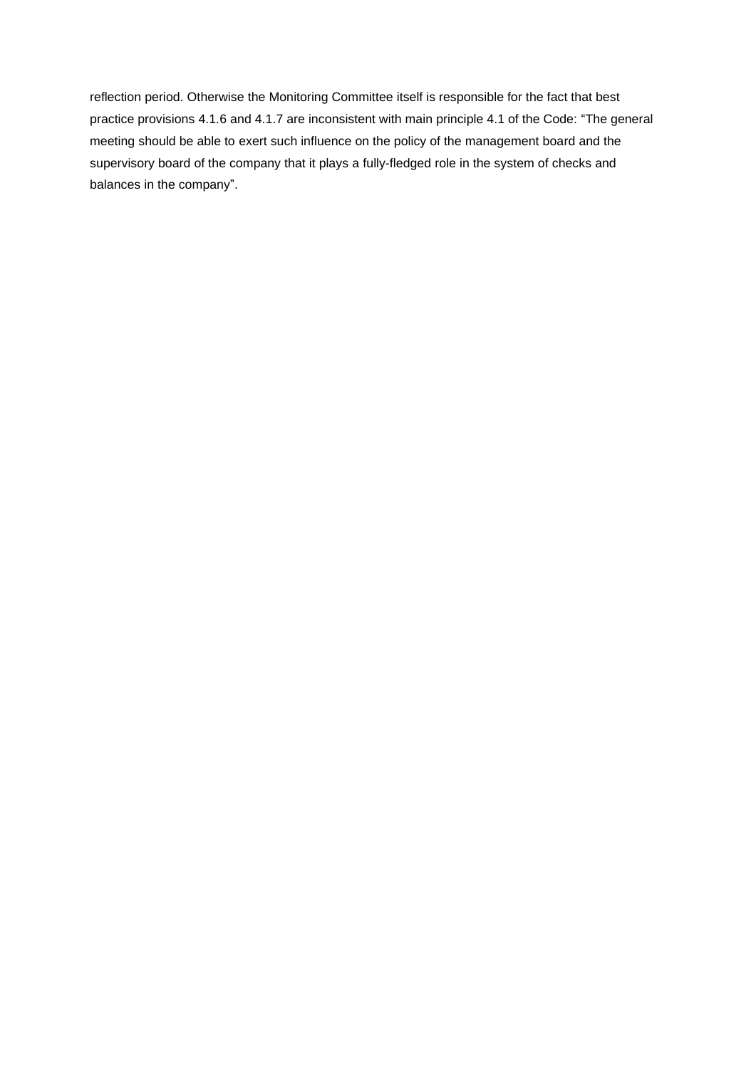reflection period. Otherwise the Monitoring Committee itself is responsible for the fact that best practice provisions 4.1.6 and 4.1.7 are inconsistent with main principle 4.1 of the Code: “The general meeting should be able to exert such influence on the policy of the management board and the supervisory board of the company that it plays a fully-fledged role in the system of checks and balances in the company”.